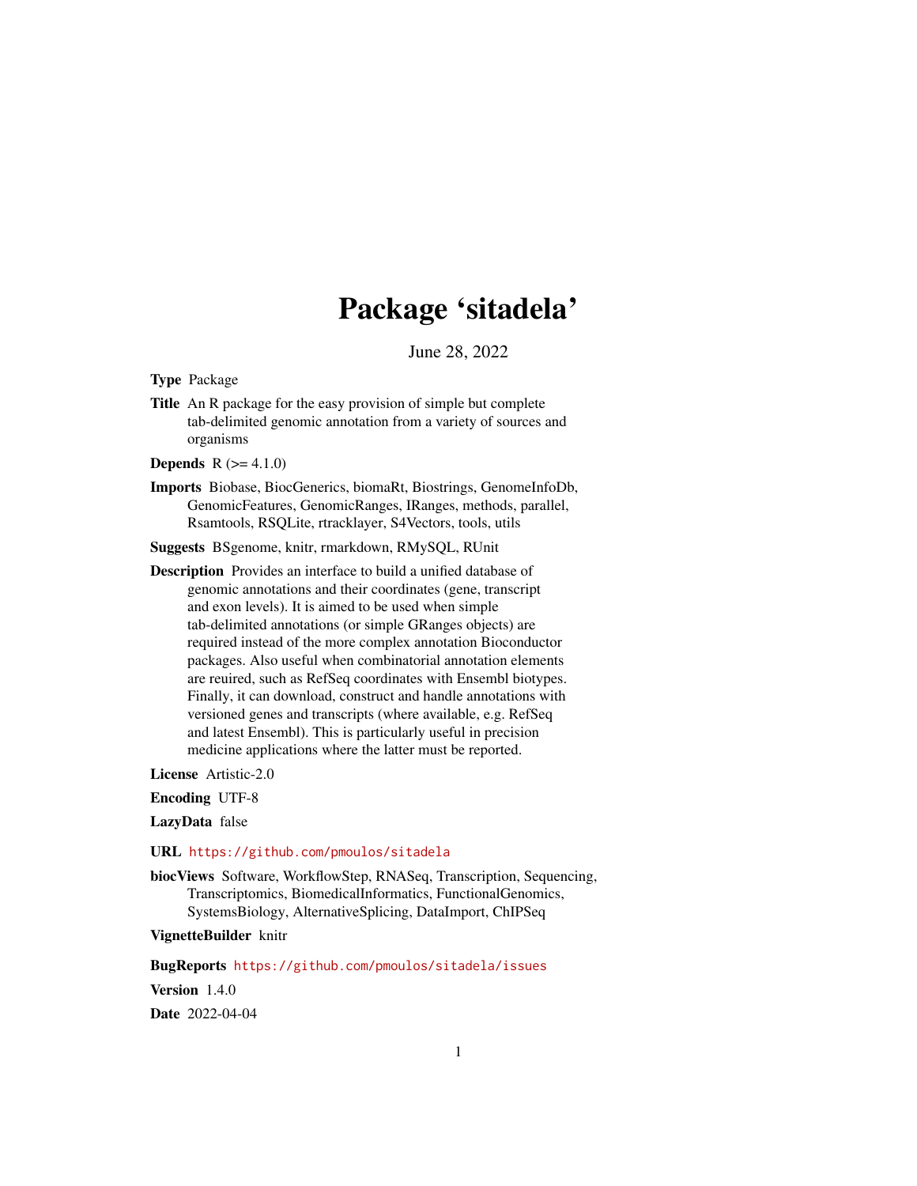# Package 'sitadela'

June 28, 2022

**Type** Package

**Title** An R package for the easy provision of simple but complete tab-delimited genomic annotation from a variety of sources and organisms

**Depends** R (>= 4.1.0)

**Imports** Biobase, BiocGenerics, biomaRt, Biostrings, GenomeInfoDb, GenomicFeatures, GenomicRanges, IRanges, methods, parallel, Rsamtools, RSQLite, rtracklayer, S4Vectors, tools, utils

**Suggests** BSgenome, knitr, rmarkdown, RMySQL, RUnit

**Description** Provides an interface to build a unified database of genomic annotations and their coordinates (gene, transcript and exon levels). It is aimed to be used when simple tab-delimited annotations (or simple GRanges objects) are required instead of the more complex annotation Bioconductor packages. Also useful when combinatorial annotation elements are reuired, such as RefSeq coordinates with Ensembl biotypes. Finally, it can download, construct and handle annotations with versioned genes and transcripts (where available, e.g. RefSeq and latest Ensembl). This is particularly useful in precision medicine applications where the latter must be reported.

**License** Artistic-2.0

**Encoding** UTF-8

**LazyData** false

**URL** https://github.com/pmoulos/sitadela

**biocViews** Software, WorkflowStep, RNASeq, Transcription, Sequencing, Transcriptomics, BiomedicalInformatics, FunctionalGenomics, SystemsBiology, AlternativeSplicing, DataImport, ChIPSeq

**VignetteBuilder** knitr

**BugReports** https://github.com/pmoulos/sitadela/issues

**Version** 1.4.0

**Date** 2022-04-04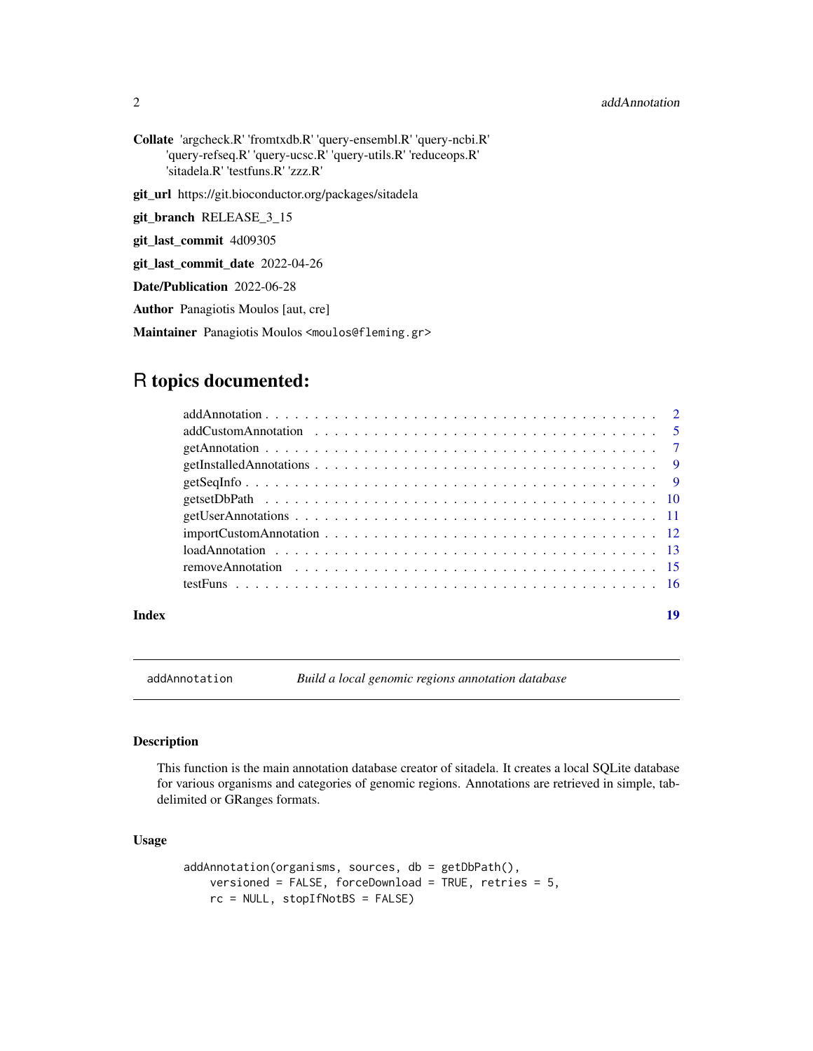**Collate** 'argcheck.R' 'fromtxdb.R' 'query-ensembl.R' 'query-ncbi.R' 'query-refseq.R' 'query-ucsc.R' 'query-utils.R' 'reduceops.R' 'sitadela.R' 'testfuns.R' 'zzz.R'

**git_url** https://git.bioconductor.org/packages/sitadela

**git_branch** RELEASE_3_15

**git_last_commit** 4d09305

**git_last_commit_date** 2022-04-26

**Date/Publication** 2022-06-28

**Author** Panagiotis Moulos [aut, cre]

**Maintainer** Panagiotis Moulos <moulos@fleming.gr>

# R topics documented:

| | |
|---|---|
| addAnnotation | 2 |
| addCustomAnnotation | 5 |
| getAnnotation | 7 |
| getInstalledAnnotations | 9 |
| getSeqInfo | 9 |
| getsetDbPath | 10 |
| getUserAnnotations | 11 |
| importCustomAnnotation | 12 |
| loadAnnotation | 13 |
| removeAnnotation | 15 |
| testFuns | 16 |
| **Index** | **19** |

---

`addAnnotation` *Build a local genomic regions annotation database*

---

### Description

This function is the main annotation database creator of sitadela. It creates a local SQLite database for various organisms and categories of genomic regions. Annotations are retrieved in simple, tab-delimited or GRanges formats.

### Usage

```
addAnnotation(organisms, sources, db = getDbPath(),
    versioned = FALSE, forceDownload = TRUE, retries = 5,
    rc = NULL, stopIfNotBS = FALSE)
```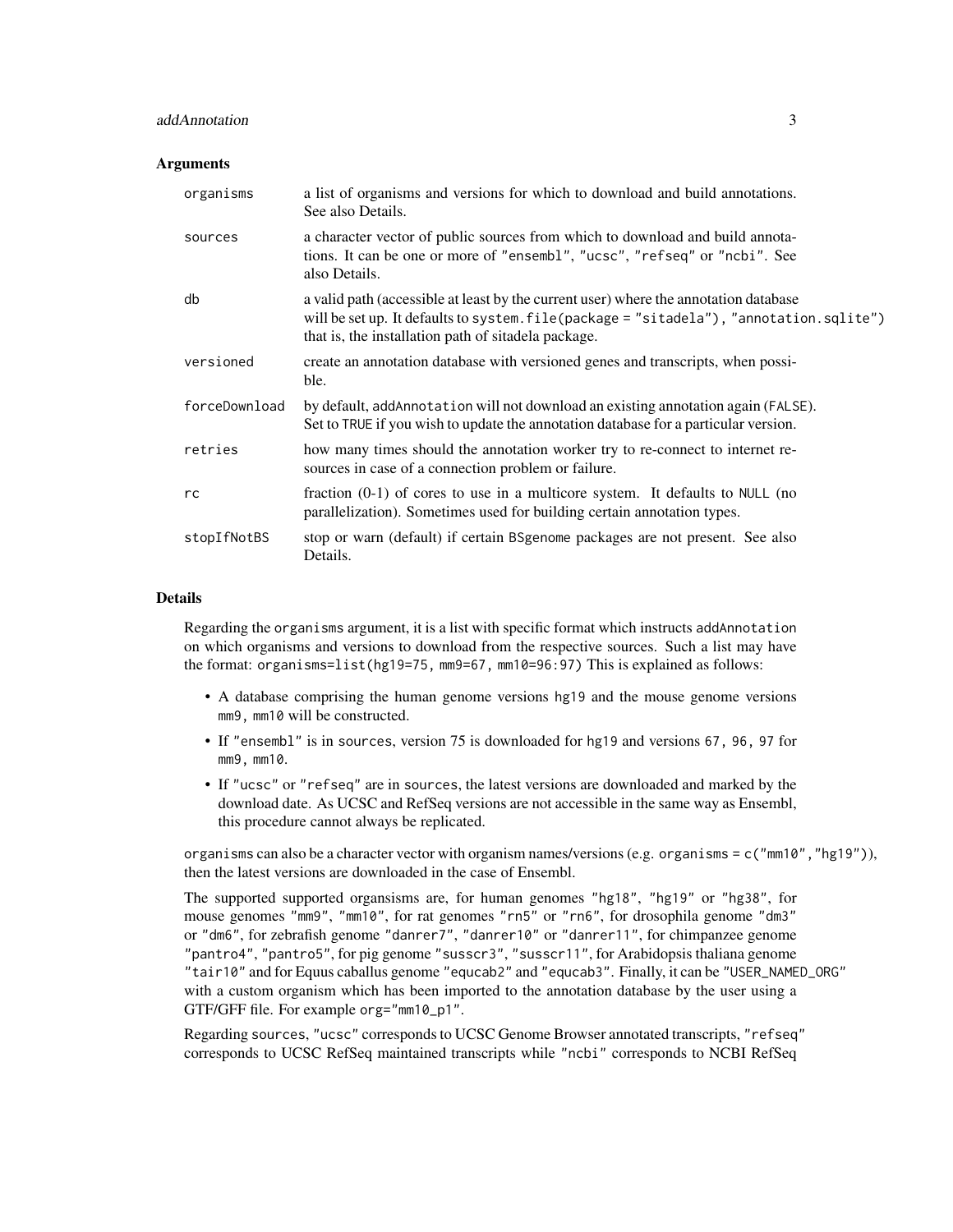## Arguments

| | |
|---|---|
| `organisms` | a list of organisms and versions for which to download and build annotations. See also Details. |
| `sources` | a character vector of public sources from which to download and build annotations. It can be one or more of `"ensembl"`, `"ucsc"`, `"refseq"` or `"ncbi"`. See also Details. |
| `db` | a valid path (accessible at least by the current user) where the annotation database will be set up. It defaults to `system.file(package = "sitadela"), "annotation.sqlite")` that is, the installation path of sitadela package. |
| `versioned` | create an annotation database with versioned genes and transcripts, when possible. |
| `forceDownload` | by default, `addAnnotation` will not download an existing annotation again (`FALSE`). Set to `TRUE` if you wish to update the annotation database for a particular version. |
| `retries` | how many times should the annotation worker try to re-connect to internet resources in case of a connection problem or failure. |
| `rc` | fraction (0-1) of cores to use in a multicore system. It defaults to `NULL` (no parallelization). Sometimes used for building certain annotation types. |
| `stopIfNotBS` | stop or warn (default) if certain `BSgenome` packages are not present. See also Details. |

## Details

Regarding the `organisms` argument, it is a list with specific format which instructs `addAnnotation` on which organisms and versions to download from the respective sources. Such a list may have the format: `organisms=list(hg19=75, mm9=67, mm10=96:97)` This is explained as follows:

- A database comprising the human genome versions `hg19` and the mouse genome versions `mm9, mm10` will be constructed.
- If `"ensembl"` is in `sources`, version 75 is downloaded for `hg19` and versions `67, 96, 97` for `mm9, mm10`.
- If `"ucsc"` or `"refseq"` are in `sources`, the latest versions are downloaded and marked by the download date. As UCSC and RefSeq versions are not accessible in the same way as Ensembl, this procedure cannot always be replicated.

`organisms` can also be a character vector with organism names/versions (e.g. `organisms = c("mm10","hg19")`), then the latest versions are downloaded in the case of Ensembl.

The supported supported organsisms are, for human genomes `"hg18"`, `"hg19"` or `"hg38"`, for mouse genomes `"mm9"`, `"mm10"`, for rat genomes `"rn5"` or `"rn6"`, for drosophila genome `"dm3"` or `"dm6"`, for zebrafish genome `"danrer7"`, `"danrer10"` or `"danrer11"`, for chimpanzee genome `"pantro4"`, `"pantro5"`, for pig genome `"susscr3"`, `"susscr11"`, for Arabidopsis thaliana genome `"tair10"` and for Equus caballus genome `"equcab2"` and `"equcab3"`. Finally, it can be `"USER_NAMED_ORG"` with a custom organism which has been imported to the annotation database by the user using a GTF/GFF file. For example `org="mm10_p1"`.

Regarding `sources`, `"ucsc"` corresponds to UCSC Genome Browser annotated transcripts, `"refseq"` corresponds to UCSC RefSeq maintained transcripts while `"ncbi"` corresponds to NCBI RefSeq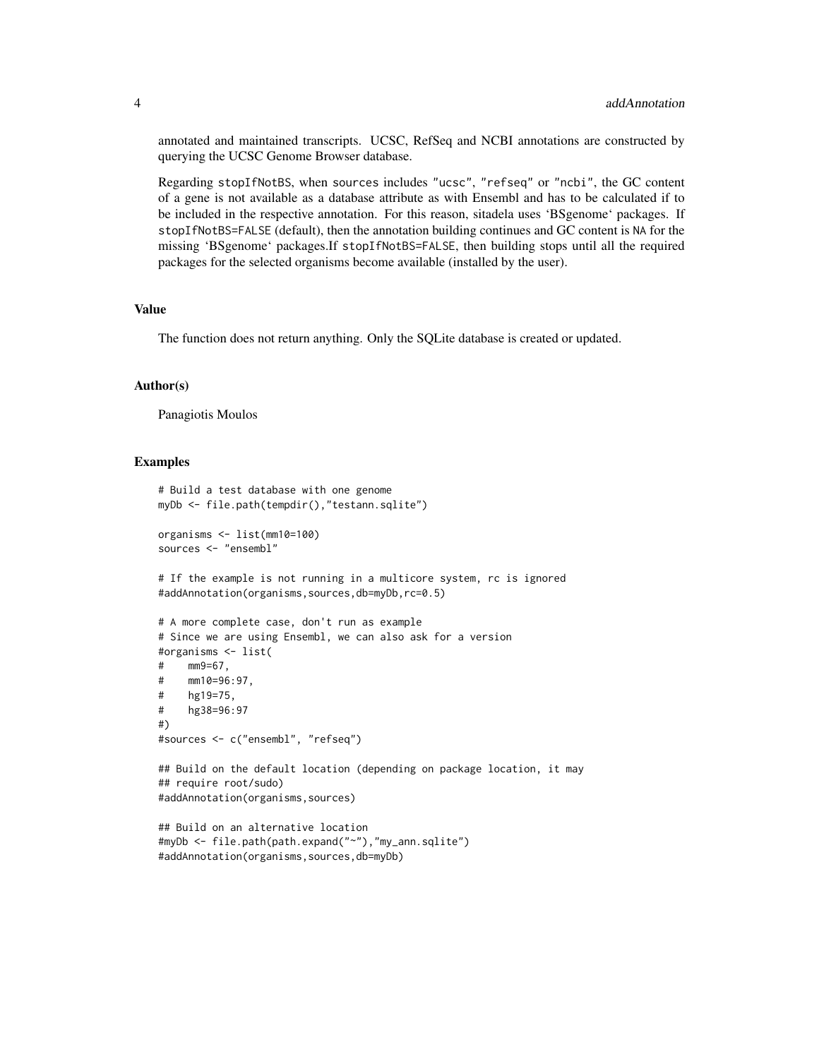annotated and maintained transcripts. UCSC, RefSeq and NCBI annotations are constructed by querying the UCSC Genome Browser database.

Regarding `stopIfNotBS`, when `sources` includes `"ucsc"`, `"refseq"` or `"ncbi"`, the GC content of a gene is not available as a database attribute as with Ensembl and has to be calculated if to be included in the respective annotation. For this reason, sitadela uses 'BSgenome' packages. If `stopIfNotBS=FALSE` (default), then the annotation building continues and GC content is `NA` for the missing 'BSgenome' packages.If `stopIfNotBS=FALSE`, then building stops until all the required packages for the selected organisms become available (installed by the user).

## Value

The function does not return anything. Only the SQLite database is created or updated.

## Author(s)

Panagiotis Moulos

## Examples

```
# Build a test database with one genome
myDb <- file.path(tempdir(),"testann.sqlite")

organisms <- list(mm10=100)
sources <- "ensembl"

# If the example is not running in a multicore system, rc is ignored
#addAnnotation(organisms,sources,db=myDb,rc=0.5)

# A more complete case, don't run as example
# Since we are using Ensembl, we can also ask for a version
#organisms <- list(
#    mm9=67,
#    mm10=96:97,
#    hg19=75,
#    hg38=96:97
#)
#sources <- c("ensembl", "refseq")

## Build on the default location (depending on package location, it may
## require root/sudo)
#addAnnotation(organisms,sources)

## Build on an alternative location
#myDb <- file.path(path.expand("~"),"my_ann.sqlite")
#addAnnotation(organisms,sources,db=myDb)
```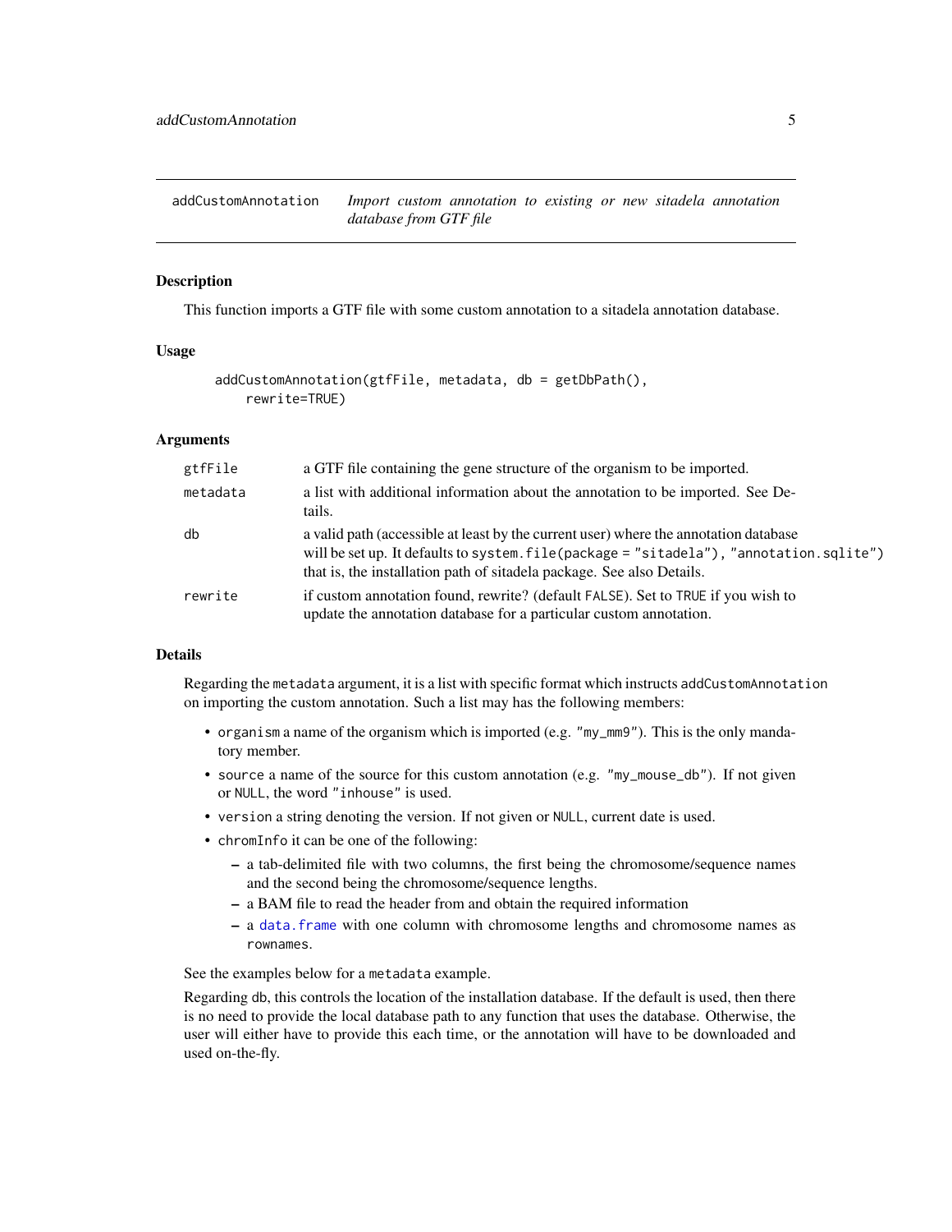## addCustomAnnotation — *Import custom annotation to existing or new sitadela annotation database from GTF file*

### Description

This function imports a GTF file with some custom annotation to a sitadela annotation database.

### Usage

```
addCustomAnnotation(gtfFile, metadata, db = getDbPath(),
    rewrite=TRUE)
```

### Arguments

| | |
|---|---|
| `gtfFile` | a GTF file containing the gene structure of the organism to be imported. |
| `metadata` | a list with additional information about the annotation to be imported. See Details. |
| `db` | a valid path (accessible at least by the current user) where the annotation database will be set up. It defaults to `system.file(package = "sitadela"), "annotation.sqlite")` that is, the installation path of sitadela package. See also Details. |
| `rewrite` | if custom annotation found, rewrite? (default `FALSE`). Set to `TRUE` if you wish to update the annotation database for a particular custom annotation. |

### Details

Regarding the `metadata` argument, it is a list with specific format which instructs `addCustomAnnotation` on importing the custom annotation. Such a list may has the following members:

- `organism` a name of the organism which is imported (e.g. `"my_mm9"`). This is the only mandatory member.
- `source` a name of the source for this custom annotation (e.g. `"my_mouse_db"`). If not given or `NULL`, the word `"inhouse"` is used.
- `version` a string denoting the version. If not given or `NULL`, current date is used.
- `chromInfo` it can be one of the following:
  - a tab-delimited file with two columns, the first being the chromosome/sequence names and the second being the chromosome/sequence lengths.
  - a BAM file to read the header from and obtain the required information
  - a `data.frame` with one column with chromosome lengths and chromosome names as `rownames`.

See the examples below for a `metadata` example.

Regarding `db`, this controls the location of the installation database. If the default is used, then there is no need to provide the local database path to any function that uses the database. Otherwise, the user will either have to provide this each time, or the annotation will have to be downloaded and used on-the-fly.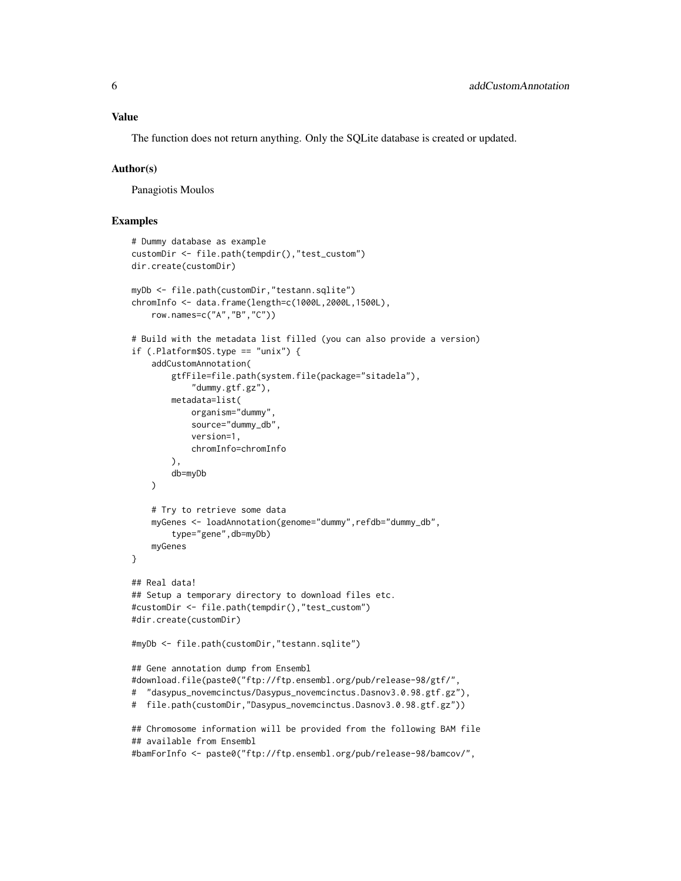## Value

The function does not return anything. Only the SQLite database is created or updated.

## Author(s)

Panagiotis Moulos

## Examples

```
# Dummy database as example
customDir <- file.path(tempdir(),"test_custom")
dir.create(customDir)

myDb <- file.path(customDir,"testann.sqlite")
chromInfo <- data.frame(length=c(1000L,2000L,1500L),
    row.names=c("A","B","C"))

# Build with the metadata list filled (you can also provide a version)
if (.Platform$OS.type == "unix") {
    addCustomAnnotation(
        gtfFile=file.path(system.file(package="sitadela"),
            "dummy.gtf.gz"),
        metadata=list(
            organism="dummy",
            source="dummy_db",
            version=1,
            chromInfo=chromInfo
        ),
        db=myDb
    )

    # Try to retrieve some data
    myGenes <- loadAnnotation(genome="dummy",refdb="dummy_db",
        type="gene",db=myDb)
    myGenes
}

## Real data!
## Setup a temporary directory to download files etc.
#customDir <- file.path(tempdir(),"test_custom")
#dir.create(customDir)

#myDb <- file.path(customDir,"testann.sqlite")

## Gene annotation dump from Ensembl
#download.file(paste0("ftp://ftp.ensembl.org/pub/release-98/gtf/",
#  "dasypus_novemcinctus/Dasypus_novemcinctus.Dasnov3.0.98.gtf.gz"),
#  file.path(customDir,"Dasypus_novemcinctus.Dasnov3.0.98.gtf.gz"))

## Chromosome information will be provided from the following BAM file
## available from Ensembl
#bamForInfo <- paste0("ftp://ftp.ensembl.org/pub/release-98/bamcov/",
```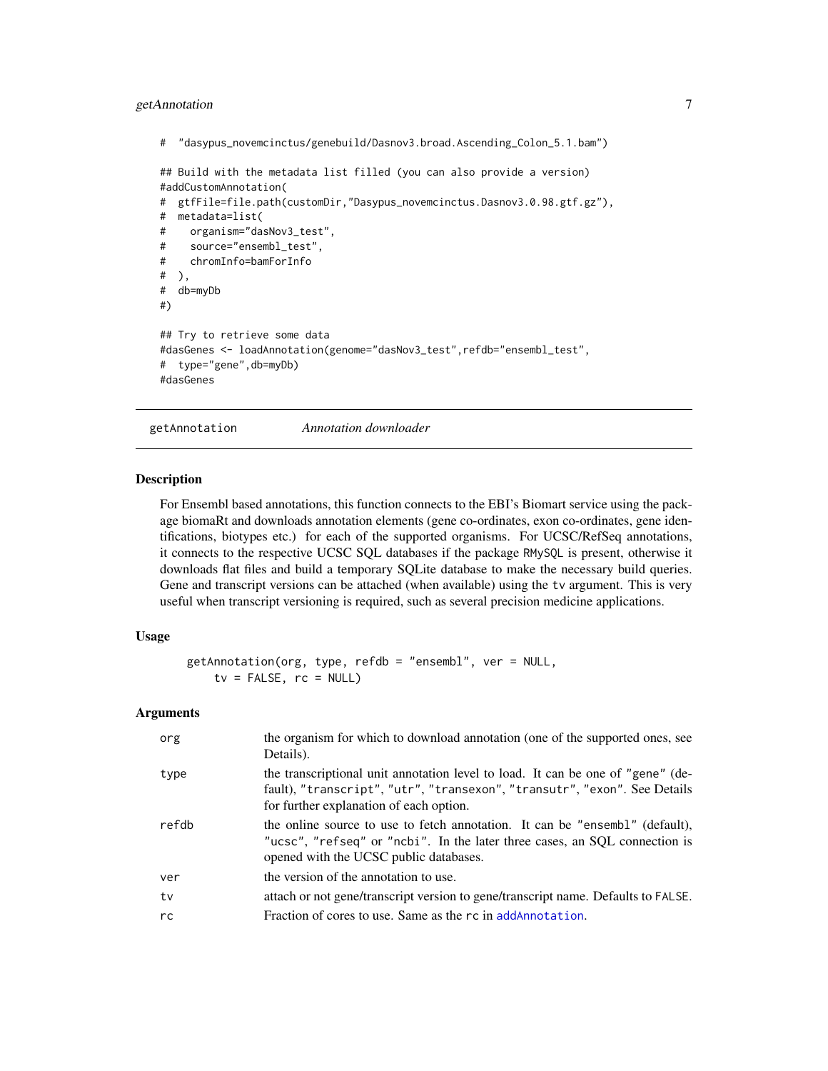```
#  "dasypus_novemcinctus/genebuild/Dasnov3.broad.Ascending_Colon_5.1.bam")

## Build with the metadata list filled (you can also provide a version)
#addCustomAnnotation(
#  gtfFile=file.path(customDir,"Dasypus_novemcinctus.Dasnov3.0.98.gtf.gz"),
#  metadata=list(
#    organism="dasNov3_test",
#    source="ensembl_test",
#    chromInfo=bamForInfo
#  ),
#  db=myDb
#)

## Try to retrieve some data
#dasGenes <- loadAnnotation(genome="dasNov3_test",refdb="ensembl_test",
#  type="gene",db=myDb)
#dasGenes
```

## getAnnotation — *Annotation downloader*

### Description

For Ensembl based annotations, this function connects to the EBI's Biomart service using the package biomaRt and downloads annotation elements (gene co-ordinates, exon co-ordinates, gene identifications, biotypes etc.) for each of the supported organisms. For UCSC/RefSeq annotations, it connects to the respective UCSC SQL databases if the package `RMySQL` is present, otherwise it downloads flat files and build a temporary SQLite database to make the necessary build queries. Gene and transcript versions can be attached (when available) using the `tv` argument. This is very useful when transcript versioning is required, such as several precision medicine applications.

### Usage

```
getAnnotation(org, type, refdb = "ensembl", ver = NULL,
    tv = FALSE, rc = NULL)
```

### Arguments

| | |
|---|---|
| `org` | the organism for which to download annotation (one of the supported ones, see Details). |
| `type` | the transcriptional unit annotation level to load. It can be one of `"gene"` (default), `"transcript"`, `"utr"`, `"transexon"`, `"transutr"`, `"exon"`. See Details for further explanation of each option. |
| `refdb` | the online source to use to fetch annotation. It can be `"ensembl"` (default), `"ucsc"`, `"refseq"` or `"ncbi"`. In the later three cases, an SQL connection is opened with the UCSC public databases. |
| `ver` | the version of the annotation to use. |
| `tv` | attach or not gene/transcript version to gene/transcript name. Defaults to `FALSE`. |
| `rc` | Fraction of cores to use. Same as the `rc` in `addAnnotation`. |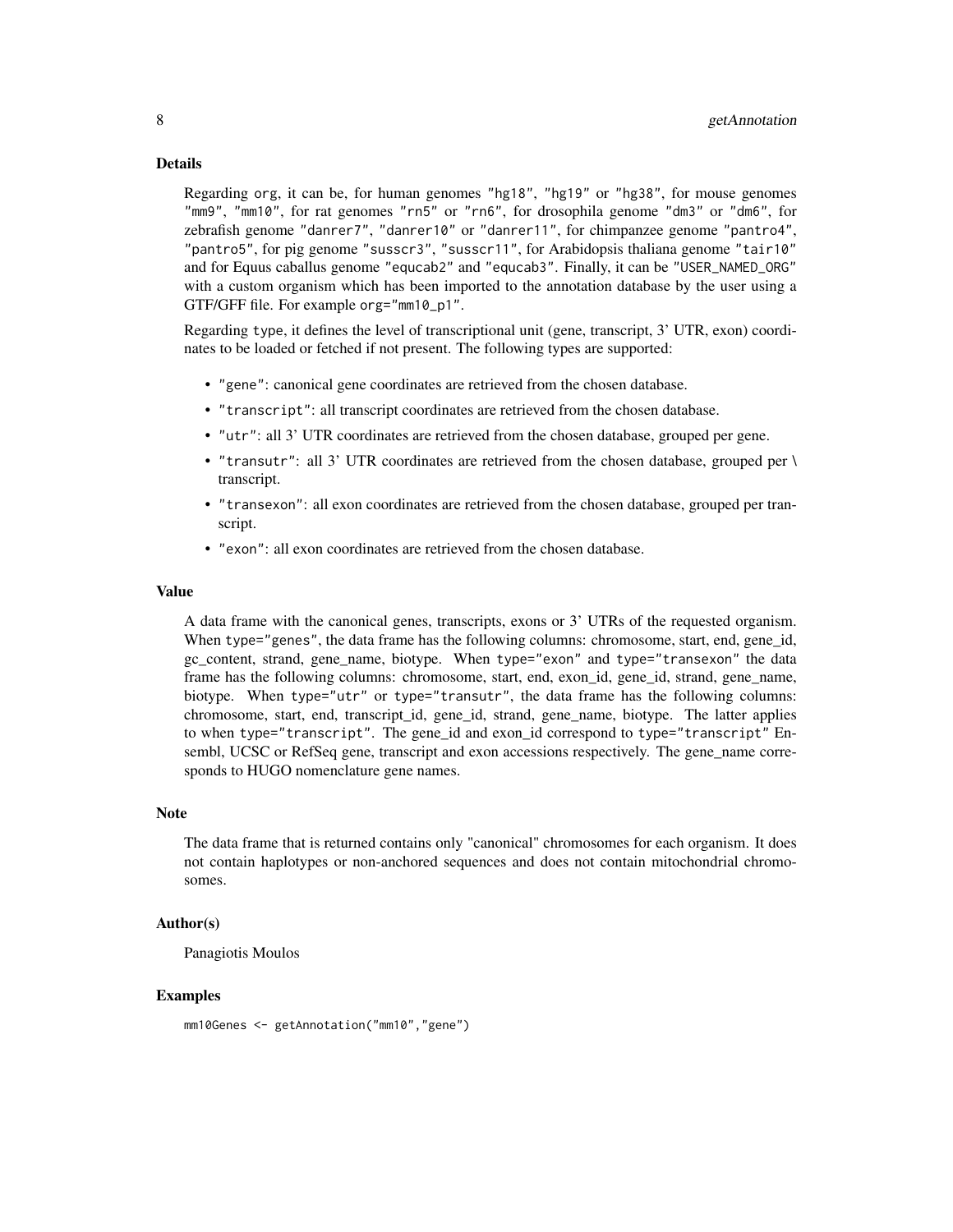## Details

Regarding `org`, it can be, for human genomes `"hg18"`, `"hg19"` or `"hg38"`, for mouse genomes `"mm9"`, `"mm10"`, for rat genomes `"rn5"` or `"rn6"`, for drosophila genome `"dm3"` or `"dm6"`, for zebrafish genome `"danrer7"`, `"danrer10"` or `"danrer11"`, for chimpanzee genome `"pantro4"`, `"pantro5"`, for pig genome `"susscr3"`, `"susscr11"`, for Arabidopsis thaliana genome `"tair10"` and for Equus caballus genome `"equcab2"` and `"equcab3"`. Finally, it can be `"USER_NAMED_ORG"` with a custom organism which has been imported to the annotation database by the user using a GTF/GFF file. For example `org="mm10_p1"`.

Regarding `type`, it defines the level of transcriptional unit (gene, transcript, 3' UTR, exon) coordinates to be loaded or fetched if not present. The following types are supported:

- `"gene"`: canonical gene coordinates are retrieved from the chosen database.
- `"transcript"`: all transcript coordinates are retrieved from the chosen database.
- `"utr"`: all 3' UTR coordinates are retrieved from the chosen database, grouped per gene.
- `"transutr"`: all 3' UTR coordinates are retrieved from the chosen database, grouped per \ transcript.
- `"transexon"`: all exon coordinates are retrieved from the chosen database, grouped per transcript.
- `"exon"`: all exon coordinates are retrieved from the chosen database.

## Value

A data frame with the canonical genes, transcripts, exons or 3' UTRs of the requested organism. When `type="genes"`, the data frame has the following columns: chromosome, start, end, gene_id, gc_content, strand, gene_name, biotype. When `type="exon"` and `type="transexon"` the data frame has the following columns: chromosome, start, end, exon_id, gene_id, strand, gene_name, biotype. When `type="utr"` or `type="transutr"`, the data frame has the following columns: chromosome, start, end, transcript_id, gene_id, strand, gene_name, biotype. The latter applies to when `type="transcript"`. The gene_id and exon_id correspond to `type="transcript"` Ensembl, UCSC or RefSeq gene, transcript and exon accessions respectively. The gene_name corresponds to HUGO nomenclature gene names.

## Note

The data frame that is returned contains only "canonical" chromosomes for each organism. It does not contain haplotypes or non-anchored sequences and does not contain mitochondrial chromosomes.

## Author(s)

Panagiotis Moulos

## Examples

```
mm10Genes <- getAnnotation("mm10","gene")
```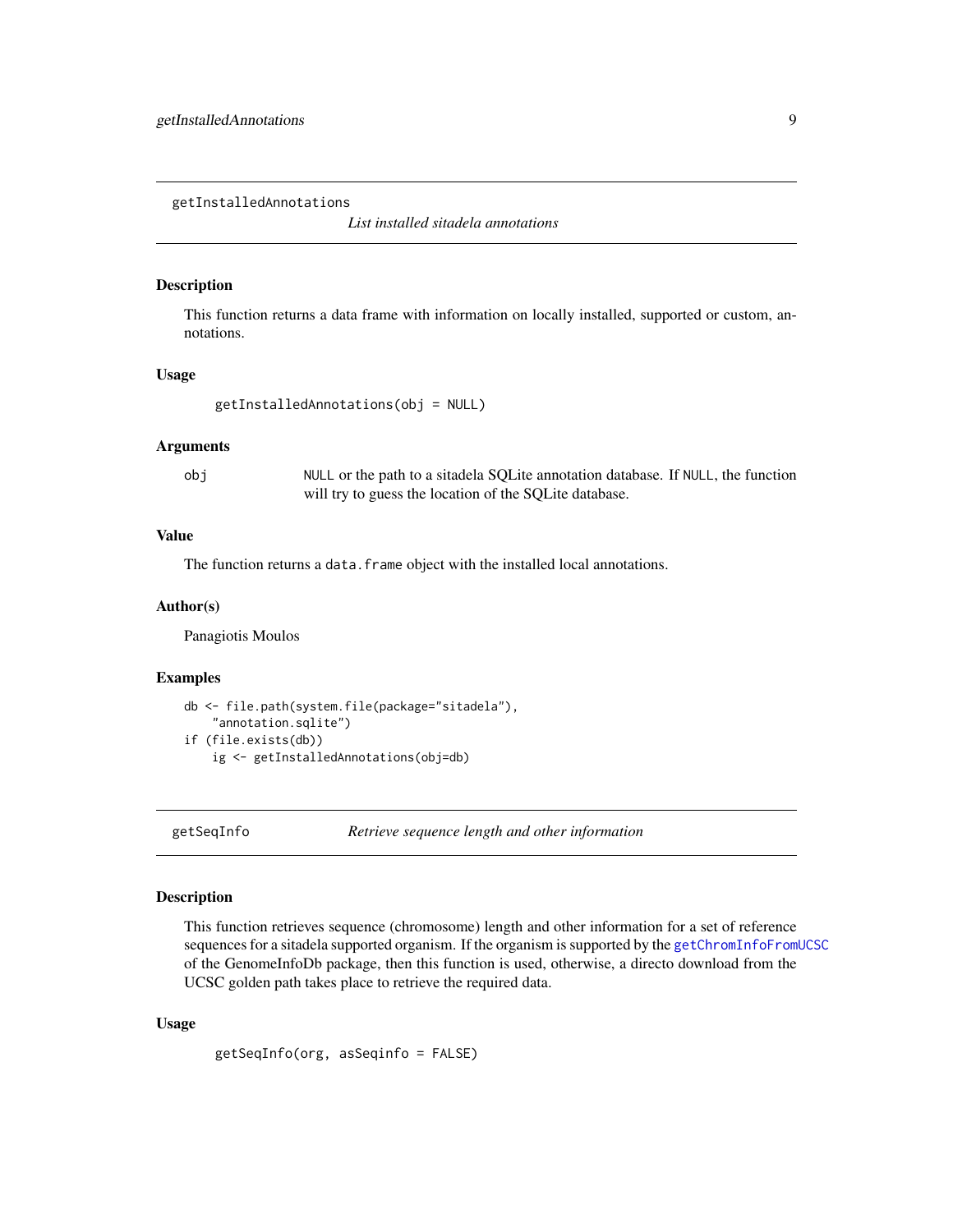## getInstalledAnnotations

*List installed sitadela annotations*

### Description

This function returns a data frame with information on locally installed, supported or custom, annotations.

### Usage

```
getInstalledAnnotations(obj = NULL)
```

### Arguments

| | |
|---|---|
| obj | NULL or the path to a sitadela SQLite annotation database. If NULL, the function will try to guess the location of the SQLite database. |

### Value

The function returns a `data.frame` object with the installed local annotations.

### Author(s)

Panagiotis Moulos

### Examples

```
db <- file.path(system.file(package="sitadela"),
    "annotation.sqlite")
if (file.exists(db))
    ig <- getInstalledAnnotations(obj=db)
```

## getSeqInfo

*Retrieve sequence length and other information*

### Description

This function retrieves sequence (chromosome) length and other information for a set of reference sequences for a sitadela supported organism. If the organism is supported by the `getChromInfoFromUCSC` of the GenomeInfoDb package, then this function is used, otherwise, a directo download from the UCSC golden path takes place to retrieve the required data.

### Usage

```
getSeqInfo(org, asSeqinfo = FALSE)
```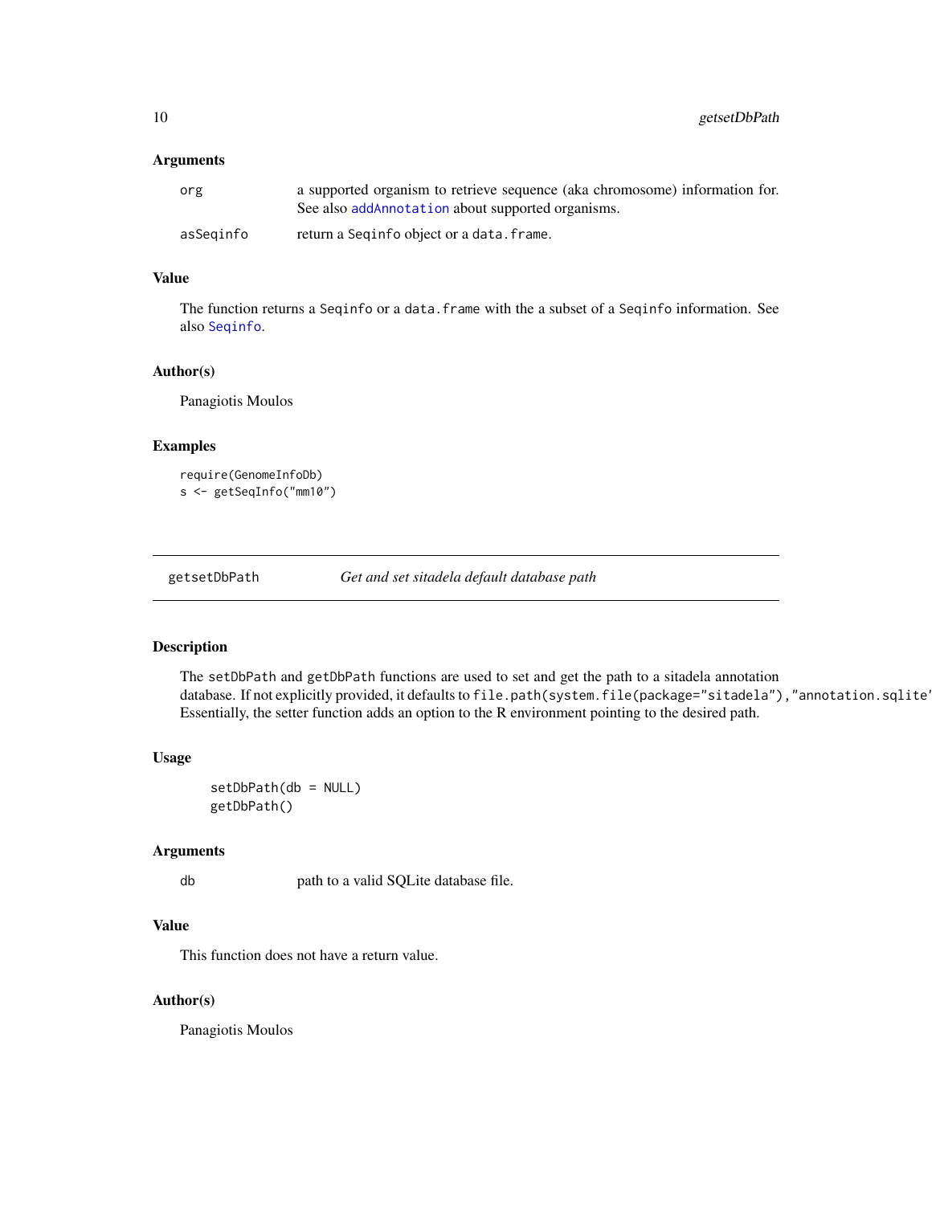### Arguments

| | |
|---|---|
| org | a supported organism to retrieve sequence (aka chromosome) information for. See also `addAnnotation` about supported organisms. |
| asSeqinfo | return a `Seqinfo` object or a `data.frame`. |

### Value

The function returns a `Seqinfo` or a `data.frame` with the a subset of a `Seqinfo` information. See also `Seqinfo`.

### Author(s)

Panagiotis Moulos

### Examples

```
require(GenomeInfoDb)
s <- getSeqInfo("mm10")
```

---

## getsetDbPath — *Get and set sitadela default database path*

### Description

The `setDbPath` and `getDbPath` functions are used to set and get the path to a sitadela annotation database. If not explicitly provided, it defaults to `file.path(system.file(package="sitadela"),"annotation.sqlite"`. Essentially, the setter function adds an option to the R environment pointing to the desired path.

### Usage

```
setDbPath(db = NULL)
getDbPath()
```

### Arguments

| | |
|---|---|
| db | path to a valid SQLite database file. |

### Value

This function does not have a return value.

### Author(s)

Panagiotis Moulos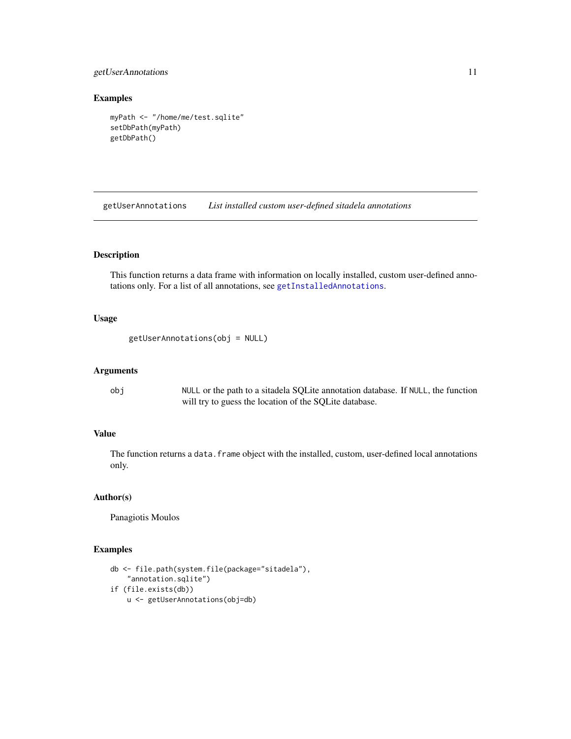### Examples

```
myPath <- "/home/me/test.sqlite"
setDbPath(myPath)
getDbPath()
```

---

## getUserAnnotations *List installed custom user-defined sitadela annotations*

---

### Description

This function returns a data frame with information on locally installed, custom user-defined annotations only. For a list of all annotations, see `getInstalledAnnotations`.

### Usage

```
getUserAnnotations(obj = NULL)
```

### Arguments

| | |
|---|---|
| obj | `NULL` or the path to a sitadela SQLite annotation database. If `NULL`, the function will try to guess the location of the SQLite database. |

### Value

The function returns a `data.frame` object with the installed, custom, user-defined local annotations only.

### Author(s)

Panagiotis Moulos

### Examples

```
db <- file.path(system.file(package="sitadela"),
    "annotation.sqlite")
if (file.exists(db))
    u <- getUserAnnotations(obj=db)
```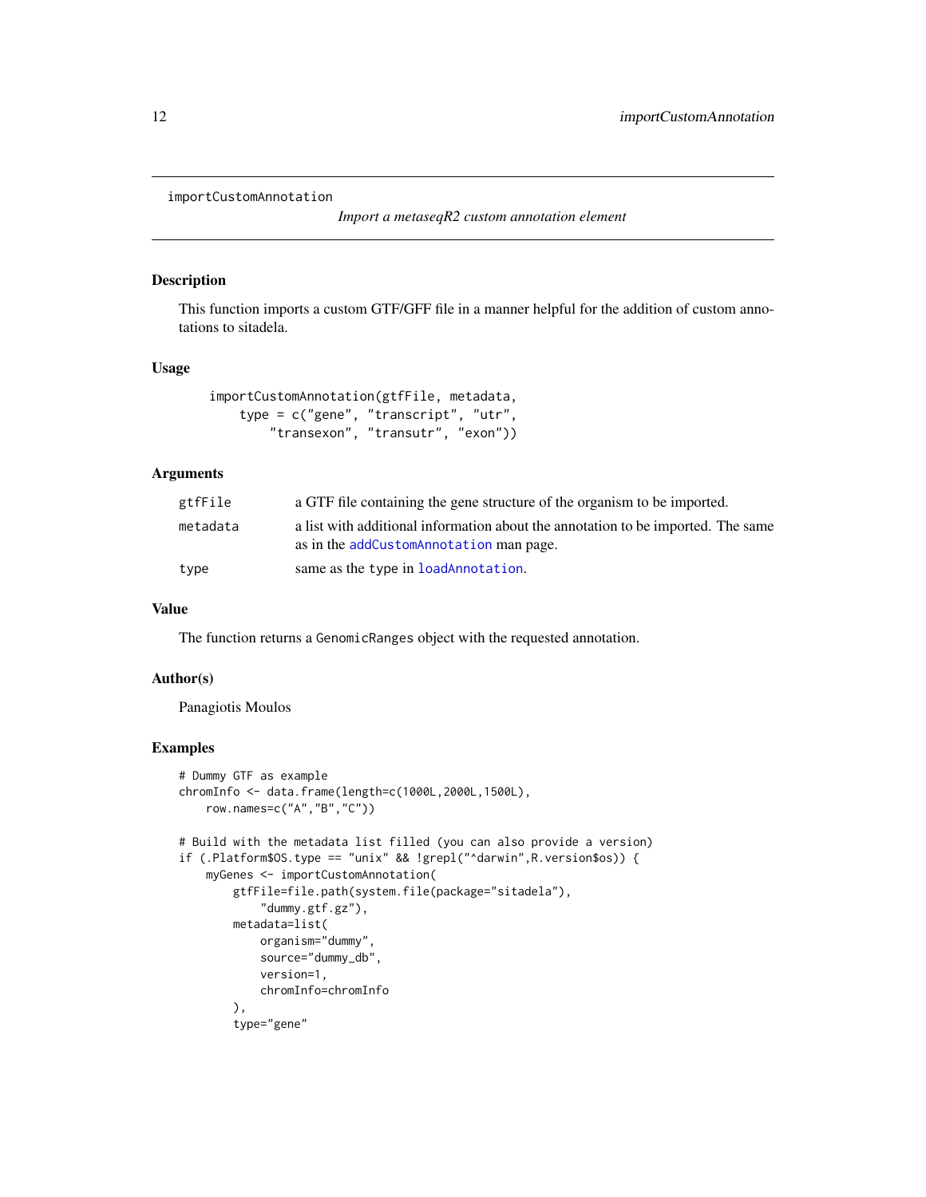# importCustomAnnotation

*Import a metaseqR2 custom annotation element*

## Description

This function imports a custom GTF/GFF file in a manner helpful for the addition of custom annotations to sitadela.

## Usage

```
importCustomAnnotation(gtfFile, metadata,
    type = c("gene", "transcript", "utr",
        "transexon", "transutr", "exon"))
```

## Arguments

| | |
|---|---|
| gtfFile | a GTF file containing the gene structure of the organism to be imported. |
| metadata | a list with additional information about the annotation to be imported. The same as in the `addCustomAnnotation` man page. |
| type | same as the `type` in `loadAnnotation`. |

## Value

The function returns a `GenomicRanges` object with the requested annotation.

## Author(s)

Panagiotis Moulos

## Examples

```
# Dummy GTF as example
chromInfo <- data.frame(length=c(1000L,2000L,1500L),
    row.names=c("A","B","C"))

# Build with the metadata list filled (you can also provide a version)
if (.Platform$OS.type == "unix" && !grepl("^darwin",R.version$os)) {
    myGenes <- importCustomAnnotation(
        gtfFile=file.path(system.file(package="sitadela"),
            "dummy.gtf.gz"),
        metadata=list(
            organism="dummy",
            source="dummy_db",
            version=1,
            chromInfo=chromInfo
        ),
        type="gene"
```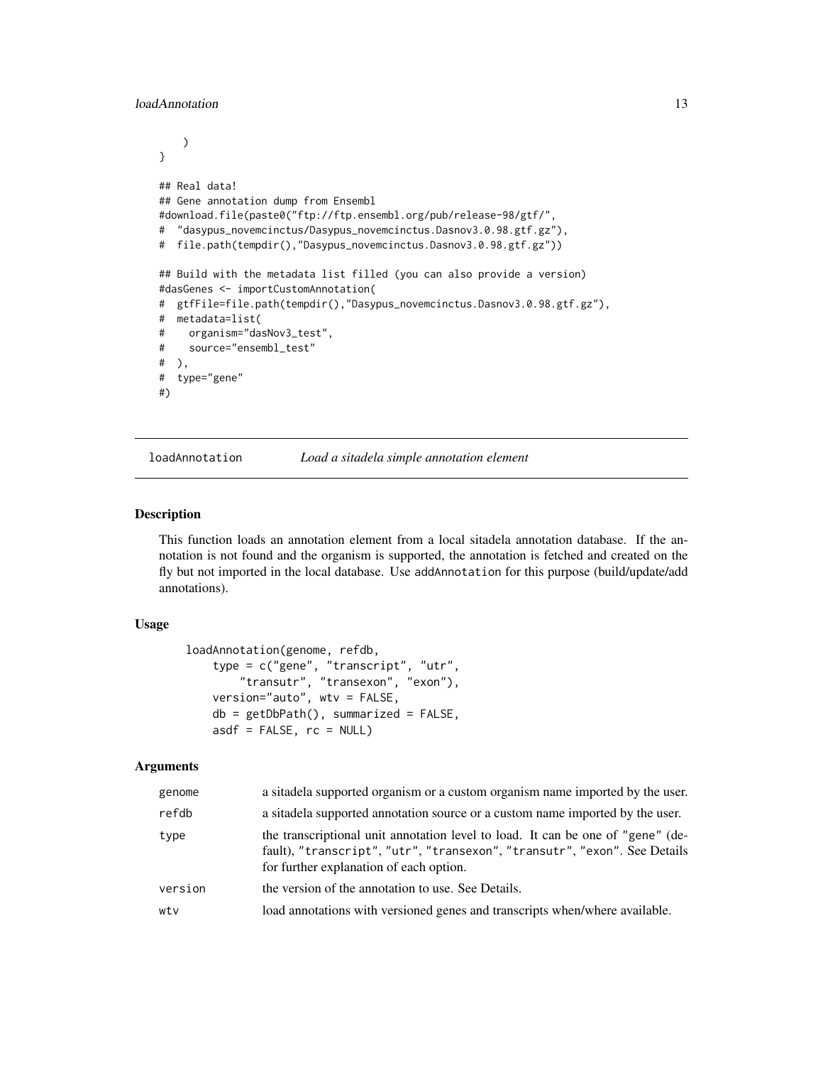```
    )
}

## Real data!
## Gene annotation dump from Ensembl
#download.file(paste0("ftp://ftp.ensembl.org/pub/release-98/gtf/",
#  "dasypus_novemcinctus/Dasypus_novemcinctus.Dasnov3.0.98.gtf.gz"),
#  file.path(tempdir(),"Dasypus_novemcinctus.Dasnov3.0.98.gtf.gz"))

## Build with the metadata list filled (you can also provide a version)
#dasGenes <- importCustomAnnotation(
#  gtfFile=file.path(tempdir(),"Dasypus_novemcinctus.Dasnov3.0.98.gtf.gz"),
#  metadata=list(
#    organism="dasNov3_test",
#    source="ensembl_test"
#  ),
#  type="gene"
#)
```

---

## loadAnnotation — *Load a sitadela simple annotation element*

### Description

This function loads an annotation element from a local sitadela annotation database. If the annotation is not found and the organism is supported, the annotation is fetched and created on the fly but not imported in the local database. Use addAnnotation for this purpose (build/update/add annotations).

### Usage

```
loadAnnotation(genome, refdb,
    type = c("gene", "transcript", "utr",
        "transutr", "transexon", "exon"),
    version="auto", wtv = FALSE,
    db = getDbPath(), summarized = FALSE,
    asdf = FALSE, rc = NULL)
```

### Arguments

| | |
|---|---|
| genome | a sitadela supported organism or a custom organism name imported by the user. |
| refdb | a sitadela supported annotation source or a custom name imported by the user. |
| type | the transcriptional unit annotation level to load. It can be one of "gene" (default), "transcript", "utr", "transexon", "transutr", "exon". See Details for further explanation of each option. |
| version | the version of the annotation to use. See Details. |
| wtv | load annotations with versioned genes and transcripts when/where available. |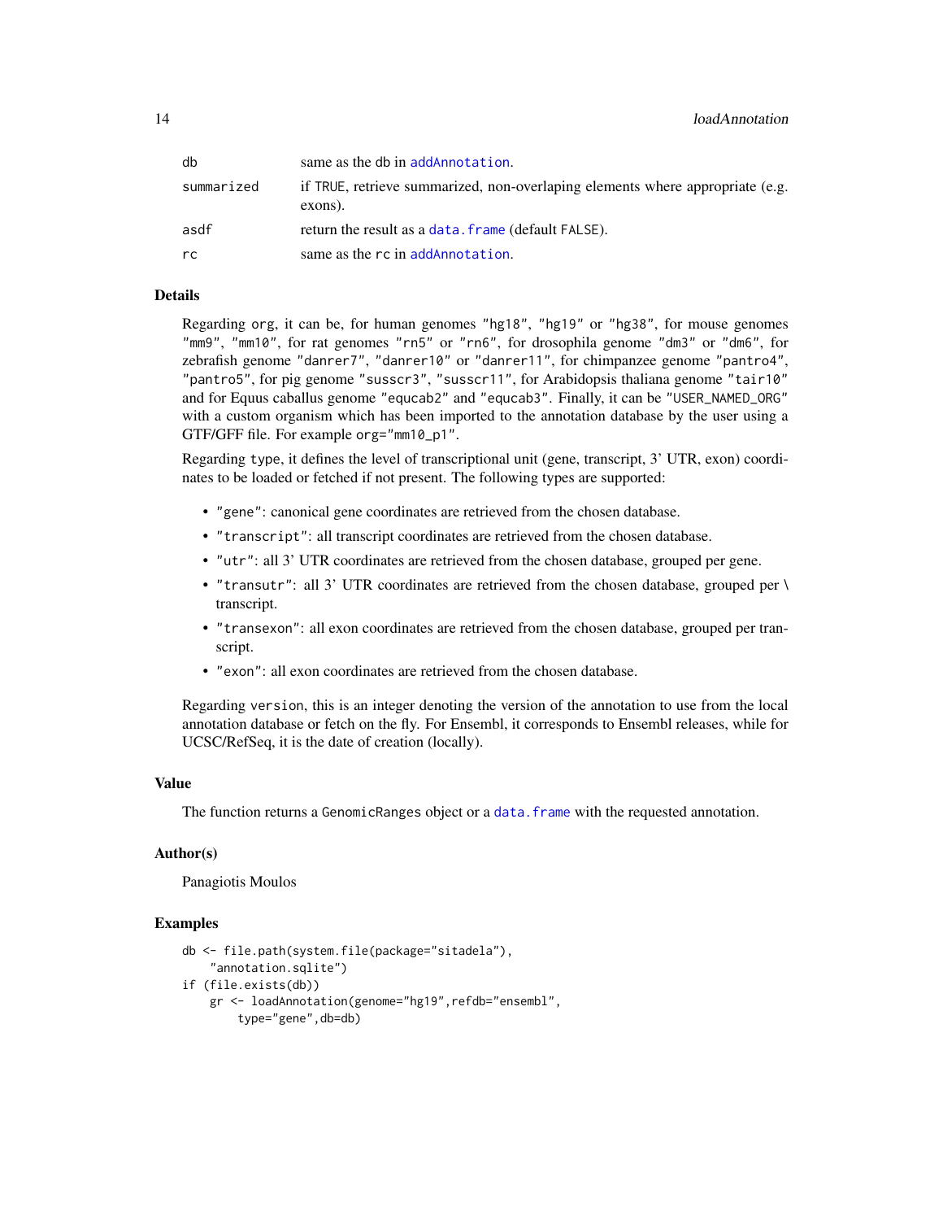| | |
|---|---|
| db | same as the db in addAnnotation. |
| summarized | if TRUE, retrieve summarized, non-overlaping elements where appropriate (e.g. exons). |
| asdf | return the result as a data.frame (default FALSE). |
| rc | same as the rc in addAnnotation. |

## Details

Regarding org, it can be, for human genomes "hg18", "hg19" or "hg38", for mouse genomes "mm9", "mm10", for rat genomes "rn5" or "rn6", for drosophila genome "dm3" or "dm6", for zebrafish genome "danrer7", "danrer10" or "danrer11", for chimpanzee genome "pantro4", "pantro5", for pig genome "susscr3", "susscr11", for Arabidopsis thaliana genome "tair10" and for Equus caballus genome "equcab2" and "equcab3". Finally, it can be "USER_NAMED_ORG" with a custom organism which has been imported to the annotation database by the user using a GTF/GFF file. For example org="mm10_p1".

Regarding type, it defines the level of transcriptional unit (gene, transcript, 3' UTR, exon) coordinates to be loaded or fetched if not present. The following types are supported:

- "gene": canonical gene coordinates are retrieved from the chosen database.
- "transcript": all transcript coordinates are retrieved from the chosen database.
- "utr": all 3' UTR coordinates are retrieved from the chosen database, grouped per gene.
- "transutr": all 3' UTR coordinates are retrieved from the chosen database, grouped per \ transcript.
- "transexon": all exon coordinates are retrieved from the chosen database, grouped per transcript.
- "exon": all exon coordinates are retrieved from the chosen database.

Regarding version, this is an integer denoting the version of the annotation to use from the local annotation database or fetch on the fly. For Ensembl, it corresponds to Ensembl releases, while for UCSC/RefSeq, it is the date of creation (locally).

## Value

The function returns a GenomicRanges object or a data.frame with the requested annotation.

## Author(s)

Panagiotis Moulos

## Examples

```
db <- file.path(system.file(package="sitadela"),
    "annotation.sqlite")
if (file.exists(db))
    gr <- loadAnnotation(genome="hg19",refdb="ensembl",
        type="gene",db=db)
```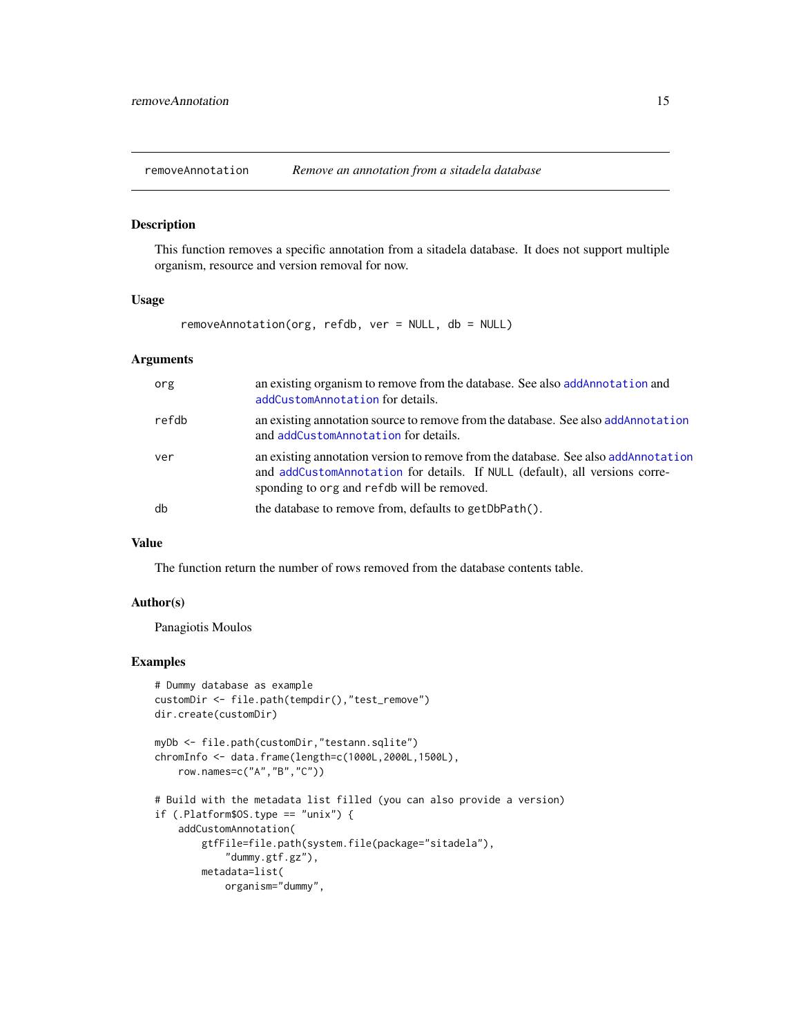## removeAnnotation — *Remove an annotation from a sitadela database*

### Description

This function removes a specific annotation from a sitadela database. It does not support multiple organism, resource and version removal for now.

### Usage

```
removeAnnotation(org, refdb, ver = NULL, db = NULL)
```

### Arguments

| | |
|---|---|
| `org` | an existing organism to remove from the database. See also `addAnnotation` and `addCustomAnnotation` for details. |
| `refdb` | an existing annotation source to remove from the database. See also `addAnnotation` and `addCustomAnnotation` for details. |
| `ver` | an existing annotation version to remove from the database. See also `addAnnotation` and `addCustomAnnotation` for details. If `NULL` (default), all versions corresponding to `org` and `refdb` will be removed. |
| `db` | the database to remove from, defaults to `getDbPath()`. |

### Value

The function return the number of rows removed from the database contents table.

### Author(s)

Panagiotis Moulos

### Examples

```
# Dummy database as example
customDir <- file.path(tempdir(),"test_remove")
dir.create(customDir)

myDb <- file.path(customDir,"testann.sqlite")
chromInfo <- data.frame(length=c(1000L,2000L,1500L),
    row.names=c("A","B","C"))

# Build with the metadata list filled (you can also provide a version)
if (.Platform$OS.type == "unix") {
    addCustomAnnotation(
        gtfFile=file.path(system.file(package="sitadela"),
            "dummy.gtf.gz"),
        metadata=list(
            organism="dummy",
```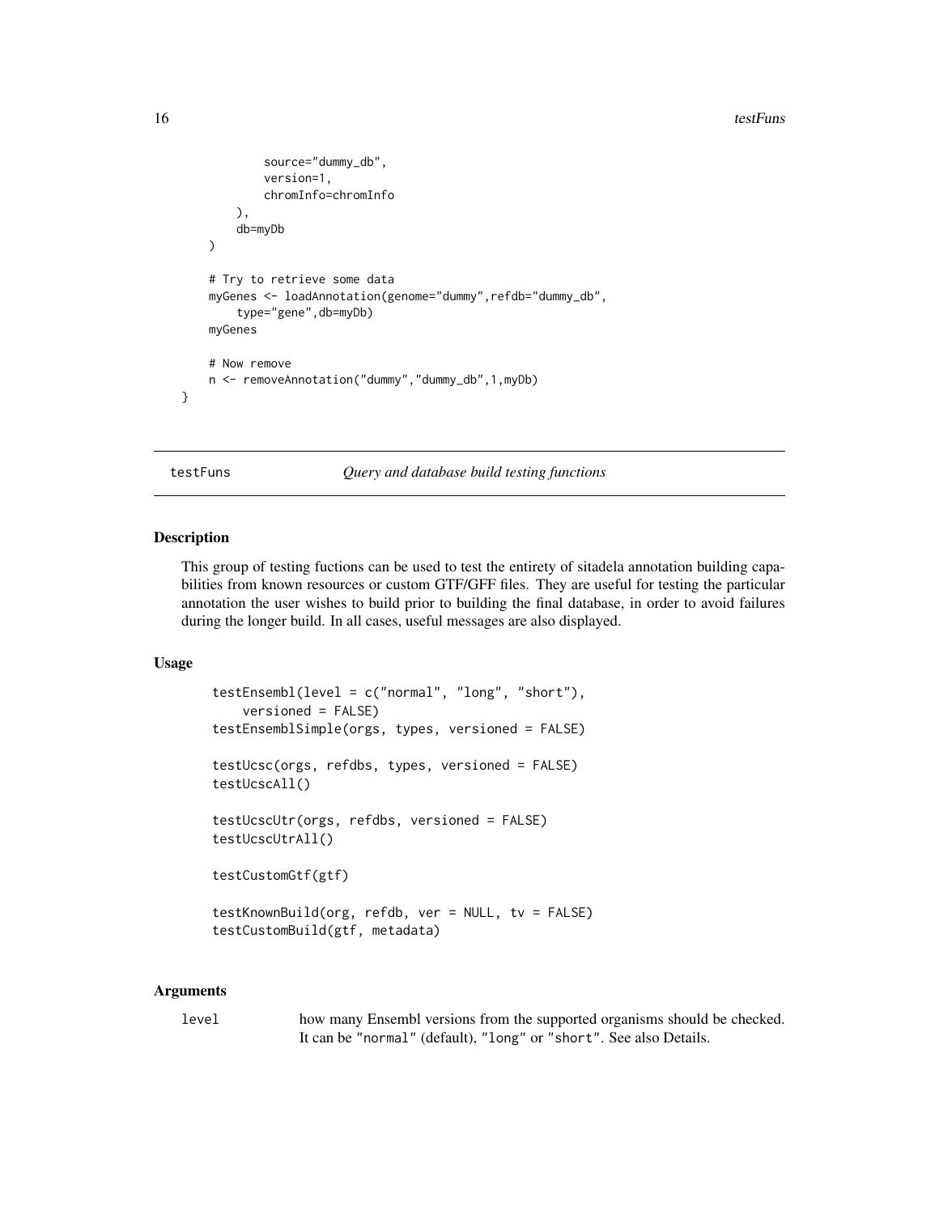```
            source="dummy_db",
            version=1,
            chromInfo=chromInfo
        ),
        db=myDb
    )

    # Try to retrieve some data
    myGenes <- loadAnnotation(genome="dummy",refdb="dummy_db",
        type="gene",db=myDb)
    myGenes

    # Now remove
    n <- removeAnnotation("dummy","dummy_db",1,myDb)
}
```

## testFuns *Query and database build testing functions*

### Description

This group of testing fuctions can be used to test the entirety of sitadela annotation building capabilities from known resources or custom GTF/GFF files. They are useful for testing the particular annotation the user wishes to build prior to building the final database, in order to avoid failures during the longer build. In all cases, useful messages are also displayed.

### Usage

```
testEnsembl(level = c("normal", "long", "short"),
    versioned = FALSE)
testEnsemblSimple(orgs, types, versioned = FALSE)

testUcsc(orgs, refdbs, types, versioned = FALSE)
testUcscAll()

testUcscUtr(orgs, refdbs, versioned = FALSE)
testUcscUtrAll()

testCustomGtf(gtf)

testKnownBuild(org, refdb, ver = NULL, tv = FALSE)
testCustomBuild(gtf, metadata)
```

### Arguments

| | |
|---|---|
| `level` | how many Ensembl versions from the supported organisms should be checked. It can be "normal" (default), "long" or "short". See also Details. |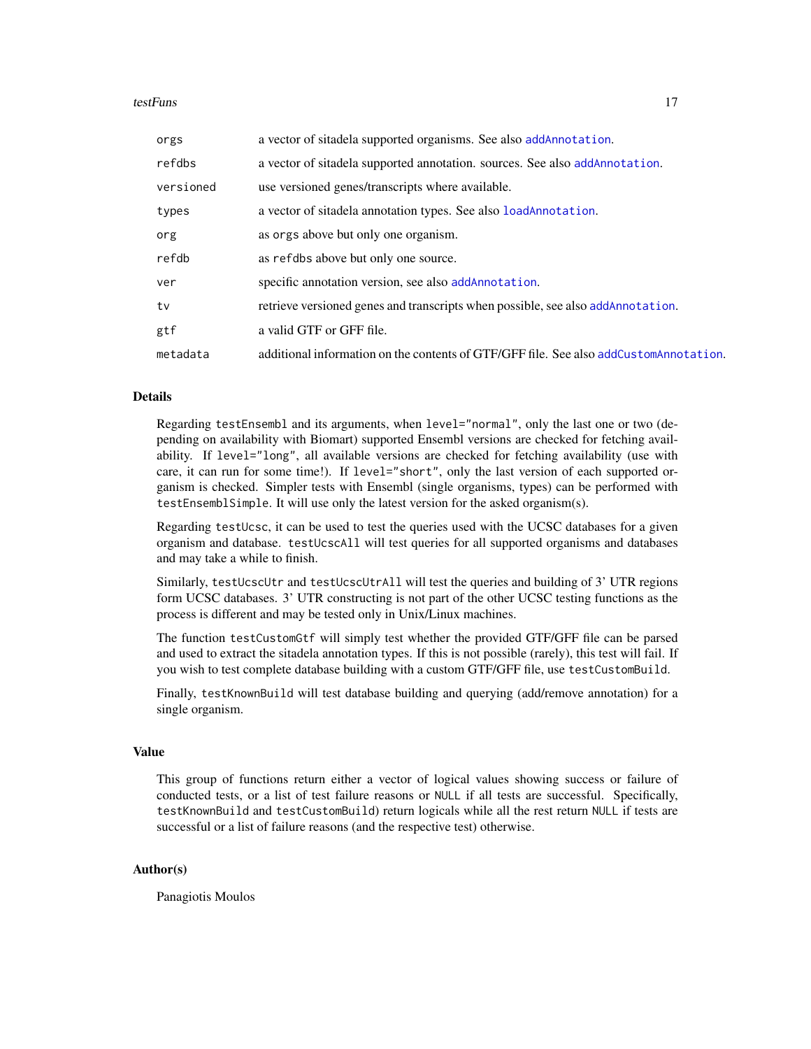| | |
|---|---|
| `orgs` | a vector of sitadela supported organisms. See also `addAnnotation`. |
| `refdbs` | a vector of sitadela supported annotation. sources. See also `addAnnotation`. |
| `versioned` | use versioned genes/transcripts where available. |
| `types` | a vector of sitadela annotation types. See also `loadAnnotation`. |
| `org` | as `orgs` above but only one organism. |
| `refdb` | as `refdbs` above but only one source. |
| `ver` | specific annotation version, see also `addAnnotation`. |
| `tv` | retrieve versioned genes and transcripts when possible, see also `addAnnotation`. |
| `gtf` | a valid GTF or GFF file. |
| `metadata` | additional information on the contents of GTF/GFF file. See also `addCustomAnnotation`. |

## Details

Regarding `testEnsembl` and its arguments, when `level="normal"`, only the last one or two (depending on availability with Biomart) supported Ensembl versions are checked for fetching availability. If `level="long"`, all available versions are checked for fetching availability (use with care, it can run for some time!). If `level="short"`, only the last version of each supported organism is checked. Simpler tests with Ensembl (single organisms, types) can be performed with `testEnsemblSimple`. It will use only the latest version for the asked organism(s).

Regarding `testUcsc`, it can be used to test the queries used with the UCSC databases for a given organism and database. `testUcscAll` will test queries for all supported organisms and databases and may take a while to finish.

Similarly, `testUcscUtr` and `testUcscUtrAll` will test the queries and building of 3' UTR regions form UCSC databases. 3' UTR constructing is not part of the other UCSC testing functions as the process is different and may be tested only in Unix/Linux machines.

The function `testCustomGtf` will simply test whether the provided GTF/GFF file can be parsed and used to extract the sitadela annotation types. If this is not possible (rarely), this test will fail. If you wish to test complete database building with a custom GTF/GFF file, use `testCustomBuild`.

Finally, `testKnownBuild` will test database building and querying (add/remove annotation) for a single organism.

## Value

This group of functions return either a vector of logical values showing success or failure of conducted tests, or a list of test failure reasons or `NULL` if all tests are successful. Specifically, `testKnownBuild` and `testCustomBuild`) return logicals while all the rest return `NULL` if tests are successful or a list of failure reasons (and the respective test) otherwise.

## Author(s)

Panagiotis Moulos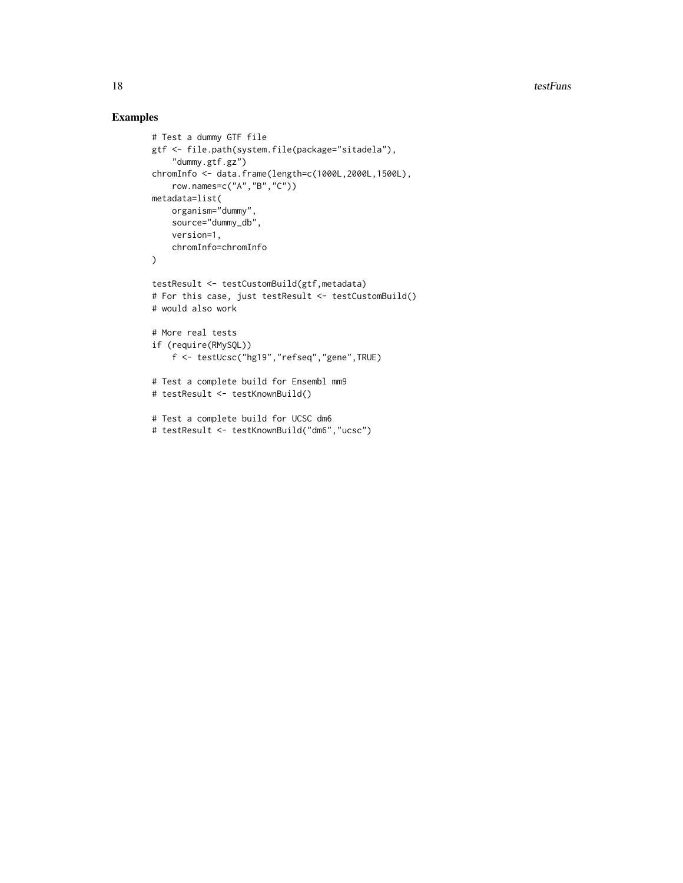## Examples

```
# Test a dummy GTF file
gtf <- file.path(system.file(package="sitadela"),
    "dummy.gtf.gz")
chromInfo <- data.frame(length=c(1000L,2000L,1500L),
    row.names=c("A","B","C"))
metadata=list(
    organism="dummy",
    source="dummy_db",
    version=1,
    chromInfo=chromInfo
)

testResult <- testCustomBuild(gtf,metadata)
# For this case, just testResult <- testCustomBuild()
# would also work

# More real tests
if (require(RMySQL))
    f <- testUcsc("hg19","refseq","gene",TRUE)

# Test a complete build for Ensembl mm9
# testResult <- testKnownBuild()

# Test a complete build for UCSC dm6
# testResult <- testKnownBuild("dm6","ucsc")
```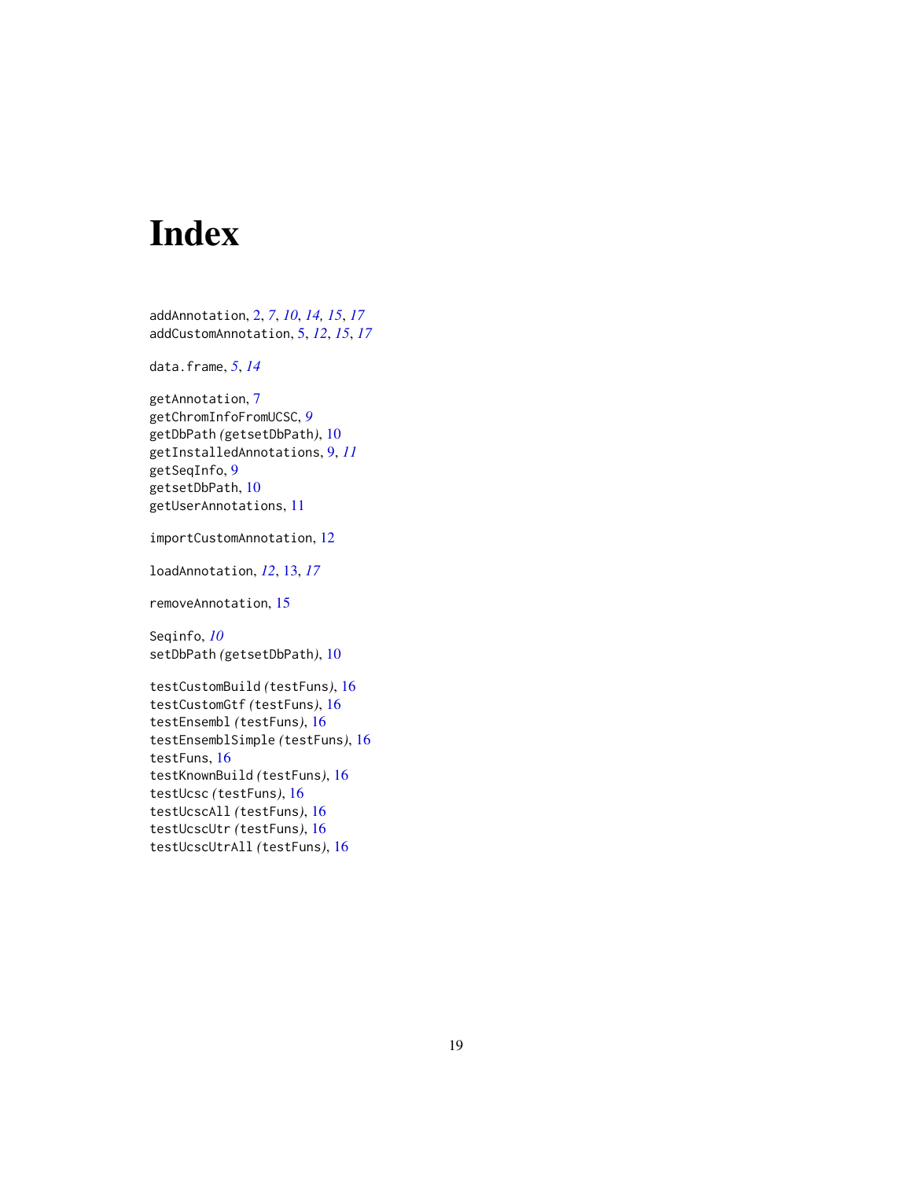# Index

addAnnotation, 2, *7*, *10*, *14, 15*, *17*
addCustomAnnotation, 5, *12*, *15*, *17*

data.frame, *5*, *14*

getAnnotation, 7
getChromInfoFromUCSC, *9*
getDbPath *(*getsetDbPath*)*, 10
getInstalledAnnotations, 9, *11*
getSeqInfo, 9
getsetDbPath, 10
getUserAnnotations, 11

importCustomAnnotation, 12

loadAnnotation, *12*, 13, *17*

removeAnnotation, 15

Seqinfo, *10*
setDbPath *(*getsetDbPath*)*, 10

testCustomBuild *(*testFuns*)*, 16
testCustomGtf *(*testFuns*)*, 16
testEnsembl *(*testFuns*)*, 16
testEnsemblSimple *(*testFuns*)*, 16
testFuns, 16
testKnownBuild *(*testFuns*)*, 16
testUcsc *(*testFuns*)*, 16
testUcscAll *(*testFuns*)*, 16
testUcscUtr *(*testFuns*)*, 16
testUcscUtrAll *(*testFuns*)*, 16